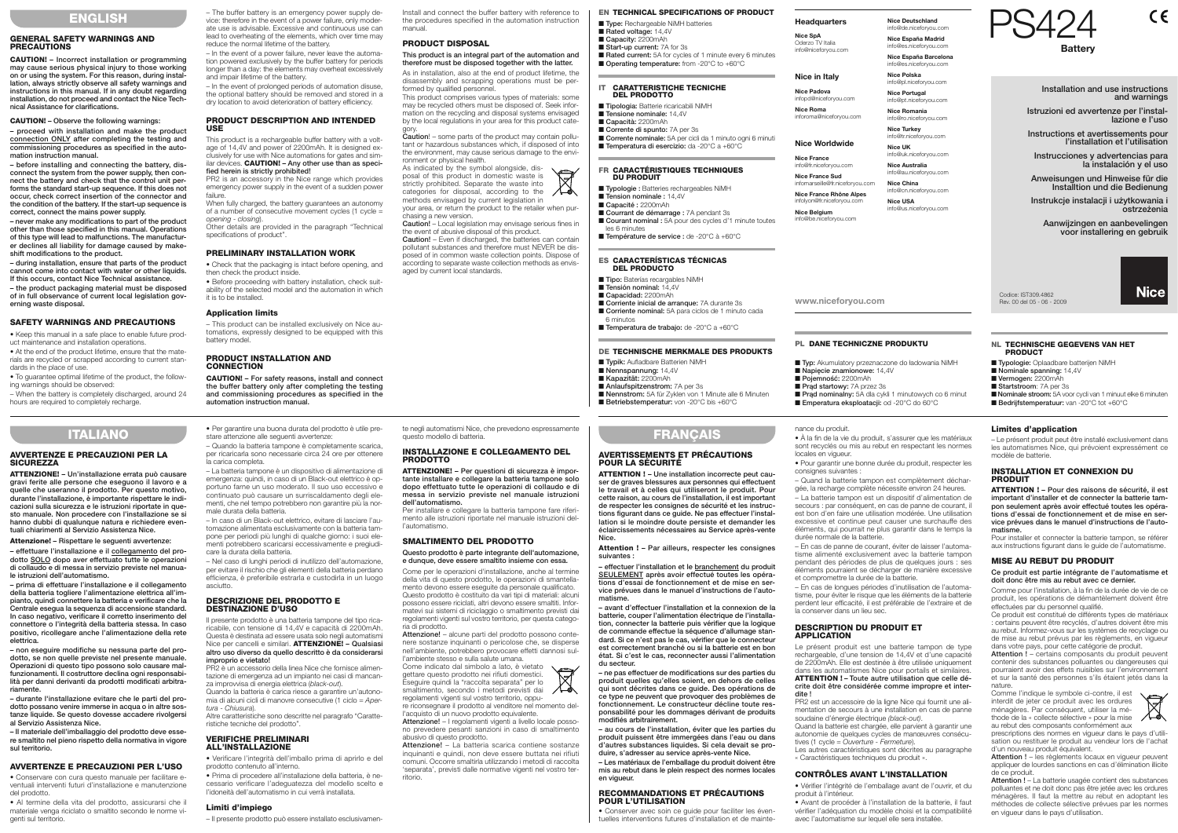# PS424

**Battery**

Installation and use instructions and warnings

Istruzioni ed avvertenze per l'installazione e l'uso

Instructions et avertissements pour l'installation et l'utilisation

Instrucciones y advertencias para la instalación y el uso

Anweisungen und Hinweise für die Installtion und die Bedienung

Instrukcje instalacji i użytkowania i ostrzeżenia

Aanwijzingen en aanbevelingen voor installering en gebruik

Codice: IST309.4862
Rev. 00 del 05 - 06 - 2009

Nice

# ENGLISH

## GENERAL SAFETY WARNINGS AND PRECAUTIONS

**CAUTION! – Incorrect installation or programming may cause serious physical injury to those working on or using the system. For this reason, during installation, always strictly observe all safety warnings and instructions in this manual. If in any doubt regarding installation, do not proceed and contact the Nice Technical Assistance for clarifications.**

**CAUTION! –** Observe the following warnings:

**– proceed with installation and make the product connection ONLY after completing the testing and commissioning procedures as specified in the automation instruction manual.**

**– before installing and connecting the battery, disconnect the system from the power supply, then connect the battery and check that the control unit performs the standard start-up sequence. If this does not occur, check correct insertion of the connector and the condition of the battery. If the start-up sequence is correct, connect the mains power supply.**

**– never make any modifications to part of the product other than those specified in this manual. Operations of this type will lead to malfunctions. The manufacturer declines all liability for damage caused by makeshift modifications to the product.**

**– during installation, ensure that parts of the product cannot come into contact with water or other liquids. If this occurs, contact Nice Technical assistance.**

**– the product packaging material must be disposed of in full observance of current local legislation governing waste disposal.**

## SAFETY WARNINGS AND PRECAUTIONS

• Keep this manual in a safe place to enable future product maintenance and installation operations.

• At the end of the product lifetime, ensure that the materials are recycled or scrapped according to current standards in the place of use.

• To guarantee optimal lifetime of the product, the following warnings should be observed:

– When the battery is completely discharged, around 24 hours are required to completely recharge.

– The buffer battery is an emergency power supply device: therefore in the event of a power failure, only moderate use is advisable. Excessive and continuous use can lead to overheating of the elements, which over time may reduce the normal lifetime of the battery.

– In the event of a power failure, never leave the automation powered exclusively by the buffer battery for periods longer than a day: the elements may overheat excessively and impair lifetime of the battery.

– In the event of prolonged periods of automation disuse, the optional battery should be removed and stored in a dry location to avoid deterioration of battery efficiency.

## PRODUCT DESCRIPTION AND INTENDED USE

This product is a rechargeable buffer battery with a voltage of 14,4V and power of 2200mAh. It is designed exclusively for use with Nice automations for gates and similar devices. **CAUTION! – Any other use than as specified herein is strictly prohibited!**

PR2 is an accessory in the Nice range which provides emergency power supply in the event of a sudden power failure.

When fully charged, the battery guarantees an autonomy of a number of consecutive movement cycles (1 cycle = *opening - closing*).

Other details are provided in the paragraph "Technical specifications of product".

## PRELIMINARY INSTALLATION WORK

• Check that the packaging is intact before opening, and then check the product inside.

• Before proceeding with battery installation, check suitability of the selected model and the automation in which it is to be installed.

### Application limits

– This product can be installed exclusively on Nice automations, expressly designed to be equipped with this battery model.

## PRODUCT INSTALLATION AND CONNECTION

**CAUTION! – For safety reasons, install and connect the buffer battery only after completing the testing and commissioning procedures as specified in the automation instruction manual.**

Install and connect the buffer battery with reference to the procedures specified in the automation instruction manual.

## PRODUCT DISPOSAL

**This product is an integral part of the automation and therefore must be disposed together with the latter.**

As in installation, also at the end of product lifetime, the disassembly and scrapping operations must be performed by qualified personnel.

This product comprises various types of materials: some may be recycled others must be disposed of. Seek information on the recycling and disposal systems envisaged by the local regulations in your area for this product category.

**Caution!** – some parts of the product may contain pollutant or hazardous substances which, if disposed of into the environment, may cause serious damage to the environment or physical health.

As indicated by the symbol alongside, disposal of this product in domestic waste is strictly prohibited. Separate the waste into categories for disposal, according to the methods envisaged by current legislation in your area, or return the product to the retailer when purchasing a new version.

**Caution!** – Local legislation may envisage serious fines in the event of abusive disposal of this product.

**Caution!** – Even if discharged, the batteries can contain pollutant substances and therefore must NEVER be disposed of in common waste collection points. Dispose of according to separate waste collection methods as envisaged by current local standards.

## EN TECHNICAL SPECIFICATIONS OF PRODUCT

- **Type:** Rechargeable NiMH batteries
- **Rated voltage:** 14,4V
- **Capacity:** 2200mAh
- **Start-up current:** 7A for 3s
- **Rated current:** 5A for cycles of 1 minute every 6 minutes
- **Operating temperature:** from -20°C to +60°C

## IT CARATTERISTICHE TECNICHE DEL PRODOTTO

- **Tipologia:** Batterie ricaricabili NiMH
- **Tensione nominale:** 14,4V
- **Capacità:** 2200mAh
- **Corrente di spunto:** 7A per 3s
- **Corrente nominale:** 5A per cicli da 1 minuto ogni 6 minuti
- **Temperatura di esercizio:** da -20°C a +60°C

## FR CARACTÉRISTIQUES TECHNIQUES DU PRODUIT

- **Typologie :** Batteries rechargeables NiMH
- **Tension nominale :** 14,4V
- **Capacité :** 2200mAh
- **Courrant de démarrage :** 7A pendant 3s
- **Courant nominal :** 5A pour des cycles d'1 minute toutes les 6 minutes
- **Température de service :** de -20°C à +60°C

## ES CARACTERÍSTICAS TÉCNICAS DEL PRODUCTO

- **Tipo:** Baterías recargables NiMH
- **Tensión nominal:** 14,4V
- **Capacidad:** 2200mAh
- **Corriente inicial de arranque:** 7A durante 3s
- **Corriente nominal:** 5A para ciclos de 1 minuto cada 6 minutos
- **Temperatura de trabajo:** de -20°C a +60°C

## DE TECHNISCHE MERKMALE DES PRODUKTS

- **Typik:** Aufladbare Batterien NiMH
- **Nennspannung:** 14,4V
- **Kapazität:** 2200mAh
- **Anlaufspitzenstrom:** 7A per 3s
- **Nennstrom:** 5A für Zyklen von 1 Minute alle 6 Minuten
- **Betriebstemperatur:** von -20°C bis +60°C

## PL DANE TECHNICZNE PRODUKTU

- **Typ:** Akumulatory przeznaczone do ładowania NiMH
- **Napięcie znamionowe:** 14,4V
- **Pojemność:** 2200mAh
- **Prąd startowy:** 7A przez 3s
- **Prąd nominalny:** 5A dla cykli 1 minutowych co 6 minut
- **Emperatura eksploatacji:** od -20°C do 60°C

## NL TECHNISCHE GEGEVENS VAN HET PRODUCT

- **Typologie:** Oplaadbare batterijen NiMH
- **Nominale spanning:** 14,4V
- **Vermogen:** 2200mAh
- **Startstroom:** 7A per 3s
- **Nominale stroom:** 5A voor cycli van 1 minuut elke 6 minuten
- **Bedrijfstemperatuur:** van -20°C tot +60°C

**Headquarters**

**Nice SpA**
Oderzo TV Italia
info@niceforyou.com

**Nice in Italy**

**Nice Padova**
infopd@niceforyou.com

**Nice Roma**
inforoma@niceforyou.com

**Nice Worldwide**

**Nice France**
info@fr.niceforyou.com

**Nice France Sud**
infomarseille@fr.niceforyou.com

**Nice France Rhône Alpes**
infolyon@fr.niceforyou.com

**Nice Belgium**
info@be.niceforyou.com

**Nice Deutschland**
info@de.niceforyou.com

**Nice España Madrid**
info@es.niceforyou.com

**Nice España Barcelona**
info@es.niceforyou.com

**Nice Polska**
info@pl.niceforyou.com

**Nice Portugal**
info@pt.niceforyou.com

**Nice Romania**
info@ro.niceforyou.com

**Nice Turkey**
info@tr.niceforyou.com

**Nice UK**
info@uk.niceforyou.com

**Nice Australia**
info@au.niceforyou.com

**Nice China**
info@cn.niceforyou.com

**Nice USA**
info@us.niceforyou.com

www.niceforyou.com

# ITALIANO

## AVVERTENZE E PRECAUZIONI PER LA SICUREZZA

**ATTENZIONE! – Un'installazione errata può causare gravi ferite alle persone che eseguono il lavoro e a quelle che useranno il prodotto. Per questo motivo, durante l'installazione, è importante rispettare le indicazioni sulla sicurezza e le istruzioni riportate in questo manuale. Non procedere con l'installazione se si hanno dubbi di qualunque natura e richiedere eventuali chiarimenti al Servizio Assistenza Nice.**

**Attenzione! –** Rispettare le seguenti avvertenze:

**– effettuare l'installazione e il collegamento del prodotto SOLO dopo aver effettuato tutte le operazioni di collaudo e di messa in servizio previste nel manuale istruzioni dell'automazione.**

**– prima di effettuare l'installazione e il collegamento della batteria togliere l'alimentazione elettrica all'impianto, quindi connettere la batteria e verificare che la Centrale esegua la sequenza di accensione standard. In caso negativo, verificare il corretto inserimento del connettore o l'integrità della batteria stessa. In caso positivo, ricollegare anche l'alimentazione della rete elettrica.**

**– non eseguire modifiche su nessuna parte del prodotto, se non quelle previste nel presente manuale. Operazioni di questo tipo possono solo causare malfunzionamenti. Il costruttore declina ogni responsabilità per danni derivanti da prodotti modificati arbitrariamente.**

**– durante l'installazione evitare che le parti del prodotto possano venire immerse in acqua o in altre sostanze liquide. Se questo dovesse accadere rivolgersi al Servizio Assistenza Nice.**

**– Il materiale dell'imballaggio del prodotto deve essere smaltito nel pieno rispetto della normativa in vigore sul territorio.**

## AVVERTENZE E PRECAUZIONI PER L'USO

• Conservare con cura questo manuale per facilitare eventuali interventi futuri d'installazione e manutenzione del prodotto.

• Al termine della vita del prodotto, assicurarsi che il materiale venga riciclato o smaltito secondo le norme vigenti sul territorio.

• Per garantire una buona durata del prodotto è utile prestare attenzione alle seguenti avvertenze:

– Quando la batteria tampone è completamente scarica, per ricaricarla sono necessarie circa 24 ore per ottenere la carica completa.

– La batteria tampone è un dispositivo di alimentazione di emergenza: quindi, in caso di un Black-out elettrico è opportuno farne un uso moderato. Il suo uso eccessivo e continuato può causare un surriscaldamento degli elementi, che nel tempo potrebbero non garantire più la normale durata della batteria.

– In caso di un Black-out elettrico, evitare di lasciare l'automazione alimentata esclusivamente con la batteria tampone per periodi più lunghi di qualche giorno: i suoi elementi potrebbero scaricarsi eccessivamente e pregiudicare la durata della batteria.

– Nel caso di lunghi periodi di inutilizzo dell'automazione, per evitare il rischio che gli elementi della batteria perdano efficienza, è preferibile estrarla e custodirla in un luogo asciutto.

## DESCRIZIONE DEL PRODOTTO E DESTINAZIONE D'USO

Il presente prodotto è una batteria tampone di tipo ricaricabile, con tensione di 14,4V e capacità di 2200mAh. Questa è destinata ad essere usata solo negli automatismi Nice per cancelli e simili. **ATTENZIONE! – Qualsiasi altro uso diverso da quello descritto è da considerarsi improprio e vietato!**

PR2 è un accessorio della linea Nice che fornisce alimentazione di emergenza ad un impianto nei casi di mancanza improvvisa di energia elettrica (*black-out*).

Quando la batteria è carica riesce a garantire un'autonomia di alcuni cicli di manovre consecutive (1 ciclo = *Apertura - Chiusura*).

Altre caratteristiche sono descritte nel paragrafo "Caratteristiche tecniche del prodotto".

## VERIFICHE PRELIMINARI ALL'INSTALLAZIONE

• Verificare l'integrità dell'imballo prima di aprirlo e del prodotto contenuto all'interno.

• Prima di procedere all'installazione della batteria, è necessario verificare l'adeguatezza del modello scelto e l'idoneità dell'automatismo in cui verrà installata.

### Limiti d'impiego

– Il presente prodotto può essere installato esclusivamente negli automatismi Nice, che prevedono espressamente questo modello di batteria.

## INSTALLAZIONE E COLLEGAMENTO DEL PRODOTTO

**ATTENZIONE! – Per questioni di sicurezza è importante installare e collegare la batteria tampone solo dopo effettuato tutte le operazioni di collaudo e di messa in servizio previste nel manuale istruzioni dell'automatismo.**

Per installare e collegare la batteria tampone fare riferimento alle istruzioni riportate nel manuale istruzioni dell'automatismo.

## SMALTIMENTO DEL PRODOTTO

**Questo prodotto è parte integrante dell'automazione, e dunque, deve essere smaltito insieme con essa.**

Come per le operazioni d'installazione, anche al termine della vita di questo prodotto, le operazioni di smantellamento devono essere eseguite da personale qualificato.

Questo prodotto è costituito da vari tipi di materiali: alcuni possono essere riciclati, altri devono essere smaltiti. Informatevi sui sistemi di riciclaggio o smaltimento previsti dai regolamenti vigenti sul vostro territorio, per questa categoria di prodotto.

**Attenzione!** – alcune parti del prodotto possono contenere sostanze inquinanti o pericolose che, se disperse nell'ambiente, potrebbero provocare effetti dannosi sull'ambiente stesso e sulla salute umana.

Come indicato dal simbolo a lato, è vietato gettare questo prodotto nei rifiuti domestici. Eseguire quindi la "raccolta separata" per lo smaltimento, secondo i metodi previsti dai regolamenti vigenti sul vostro territorio, oppure riconsegnare il prodotto al venditore nel momento dell'acquisto di un nuovo prodotto equivalente.

**Attenzione!** – i regolamenti vigenti a livello locale possono prevedere pesanti sanzioni in caso di smaltimento abusivo di questo prodotto.

**Attenzione!** – La batteria scarica contiene sostanze inquinanti e quindi, non deve essere buttata nei rifiuti comuni. Occorre smaltirla utilizzando i metodi di raccolta 'separata', previsti dalle normative vigenti nel vostro territorio.

# FRANÇAIS

## AVERTISSEMENTS ET PRÉCAUTIONS POUR LA SÉCURITÉ

**ATTENTION ! – Une installation incorrecte peut causer de graves blessures aux personnes qui effectuent le travail et à celles qui utiliseront le produit. Pour cette raison, au cours de l'installation, il est important de respecter les consignes de sécurité et les instructions figurant dans ce guide. Ne pas effectuer l'installation si le moindre doute persiste et demander les éclaircissements nécessaires au Service après-vente Nice.**

**Attention ! –** Par ailleurs, respecter les consignes suivantes :

**– effectuer l'installation et le branchement du produit SEULEMENT après avoir effectué toutes les opérations d'essai de fonctionnement et de mise en service prévues dans le manuel d'instructions de l'automatisme.**

**– avant d'effectuer l'installation et la connexion de la batterie, couper l'alimentation électrique de l'installation, connecter la batterie puis vérifier que la logique de commande effectue la séquence d'allumage standard. Si ce n'est pas le cas, vérifier que le connecteur est correctement branché ou si la batterie est en bon état. Si c'est le cas, reconnecter aussi l'alimentation du secteur.**

**– ne pas effectuer de modifications sur des parties du produit quelles qu'elles soient, en dehors de celles qui sont décrites dans ce guide. Des opérations de ce type ne peuvent que provoquer des problèmes de fonctionnement. Le constructeur décline toute responsabilité pour les dommages dérivant de produits modifiés arbitrairement.**

**– au cours de l'installation, éviter que les parties du produit puissent être immergées dans l'eau ou dans d'autres substances liquides. Si cela devait se produire, s'adresser au service après-vente Nice.**

**– Les matériaux de l'emballage du produit doivent être mis au rebut dans le plein respect des normes locales en vigueur.**

## RECOMMANDATIONS ET PRÉCAUTIONS POUR L'UTILISATION

• Conserver avec soin ce guide pour faciliter les éventuelles interventions futures d'installation et de maintenance du produit.

• À la fin de la vie du produit, s'assurer que les matériaux sont recyclés ou mis au rebut en respectant les normes locales en vigueur.

• Pour garantir une bonne durée du produit, respecter les consignes suivantes :

– Quand la batterie tampon est complètement déchargée, la recharge complète nécessite environ 24 heures.

– La batterie tampon est un dispositif d'alimentation de secours : par conséquent, en cas de panne de courant, il est bon d'en faire une utilisation modérée. Une utilisation excessive et continue peut causer une surchauffe des éléments, qui pourrait ne plus garantir dans le temps la durée normale de la batterie.

– En cas de panne de courant, éviter de laisser l'automatisme alimenté exclusivement avec la batterie tampon pendant des périodes de plus de quelques jours : ses éléments pourraient se décharger de manière excessive et compromettre la durée de la batterie.

– En cas de longues périodes d'inutilisation de l'automatisme, pour éviter le risque que les éléments de la batterie perdent leur efficacité, il est préférable de l'extraire et de la conserver dans un lieu sec.

## DESCRIPTION DU PRODUIT ET APPLICATION

Le présent produit est une batterie tampon de type rechargeable, d'une tension de 14,4V et d'une capacité de 2200mAh. Elle est destinée à être utilisée uniquement dans les automatismes Nice pour portails et similaires. **ATTENTION ! – Toute autre utilisation que celle décrite doit être considérée comme impropre et interdite !**

PR2 est un accessoire de la ligne Nice qui fournit une alimentation de secours à une installation en cas de panne soudaine d'énergie électrique (*black-out*).

Quand la batterie est chargée, elle parvient à garantir une autonomie de quelques cycles de manœuvres consécutives (1 cycle = *Ouverture - Fermeture*).

Les autres caractéristiques sont décrites au paragraphe « Caractéristiques techniques du produit ».

## CONTRÔLES AVANT L'INSTALLATION

• Vérifier l'intégrité de l'emballage avant de l'ouvrir, et du produit à l'intérieur.

• Avant de procéder à l'installation de la batterie, il faut vérifier l'adéquation du modèle choisi et la compatibilité avec l'automatisme sur lequel elle sera installée.

### Limites d'application

– Le présent produit peut être installé exclusivement dans les automatismes Nice, qui prévoient expressément ce modèle de batterie.

## INSTALLATION ET CONNEXION DU PRODUIT

**ATTENTION ! – Pour des raisons de sécurité, il est important d'installer et de connecter la batterie tampon seulement après avoir effectué toutes les opérations d'essai de fonctionnement et de mise en service prévues dans le manuel d'instructions de l'automatisme.**

Pour installer et connecter la batterie tampon, se référer aux instructions figurant dans le guide de l'automatisme.

## MISE AU REBUT DU PRODUIT

**Ce produit est partie intégrante de l'automatisme et doit donc être mis au rebut avec ce dernier.**

Comme pour l'installation, à la fin de la durée de vie de ce produit, les opérations de démantèlement doivent être effectuées par du personnel qualifié.

Ce produit est constitué de différents types de matériaux : certains peuvent être recyclés, d'autres doivent être mis au rebut. Informez-vous sur les systèmes de recyclage ou de mise au rebut prévus par les règlements, en vigueur dans votre pays, pour cette catégorie de produit.

**Attention !** – certains composants du produit peuvent contenir des substances polluantes ou dangereuses qui pourraient avoir des effets nuisibles sur l'environnement et sur la santé des personnes s'ils étaient jetés dans la nature.

Comme l'indique le symbole ci-contre, il est interdit de jeter ce produit avec les ordures ménagères. Par conséquent, utiliser la méthode de la « collecte sélective » pour la mise au rebut des composants conformément aux prescriptions des normes en vigueur dans le pays d'utilisation ou restituer le produit au vendeur lors de l'achat d'un nouveau produit équivalent.

**Attention !** – les règlements locaux en vigueur peuvent appliquer de lourdes sanctions en cas d'élimination illicite de ce produit.

**Attention !** – La batterie usagée contient des substances polluantes et ne doit donc pas être jetée avec les ordures ménagères. Il faut la mettre au rebut en adoptant les méthodes de collecte sélective prévues par les normes en vigueur dans les pays d'utilisation.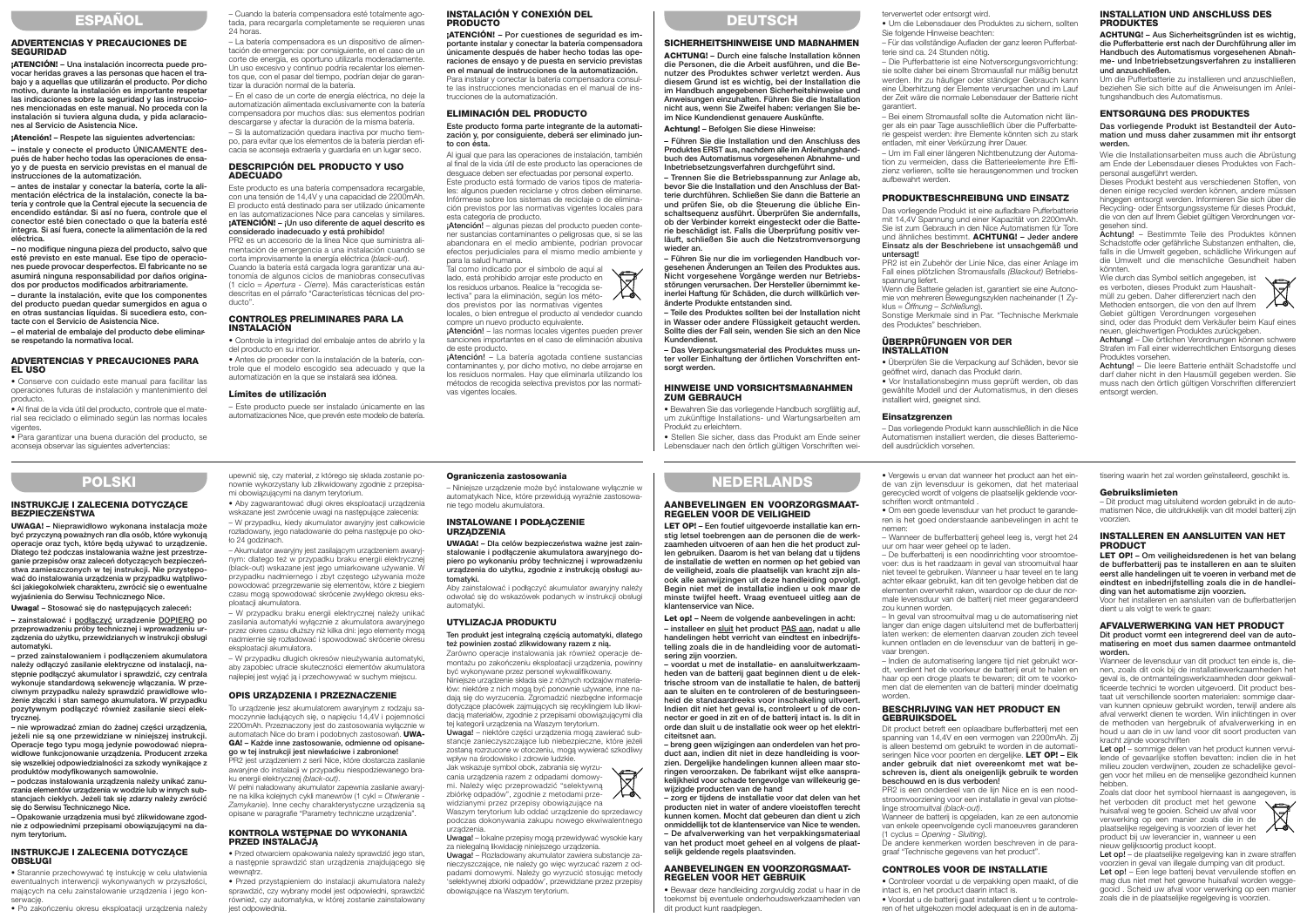# ESPAÑOL

## ADVERTENCIAS Y PRECAUCIONES DE SEGURIDAD

**¡ATENCIÓN! – Una instalación incorrecta puede provocar heridas graves a las personas que hacen el trabajo y a aquellas que utilizarán el producto. Por dicho motivo, durante la instalación es importante respetar las indicaciones sobre la seguridad y las instrucciones mencionadas en este manual. No proceda con la instalación si tuviera alguna duda, y pida aclaraciones al Servicio de Asistencia Nice.**

**¡Atención! – Respete las siguientes advertencias:**

**– instale y conecte el producto ÚNICAMENTE después de haber hecho todas las operaciones de ensayo y de puesta en servicio previstas en el manual de instrucciones de la automatización.**

**– antes de instalar y conectar la batería, corte la alimentación eléctrica de la instalación, conecte la batería y controle que la Central ejecute la secuencia de encendido estándar. Si así no fuera, controle que el conector esté bien conectado o que la batería esté íntegra. Si así fuera, conecte la alimentación de la red eléctrica.**

**– no modifique ninguna pieza del producto, salvo que esté previsto en este manual. Ese tipo de operaciones puede provocar desperfectos. El fabricante no se asumirá ninguna responsabilidad por daños originados por productos modificados arbitrariamente.**

**– durante la instalación, evite que los componentes del producto puedan quedar sumergidos en agua o en otras sustancias líquidas. Si sucediera esto, contacte con el Servicio de Asistencia Nice.**

**– el material de embalaje del producto debe eliminarse respetando la normativa local.**

## ADVERTENCIAS Y PRECAUCIONES PARA EL USO

• Conserve con cuidado este manual para facilitar las operaciones futuras de instalación y mantenimiento del producto.

• Al final de la vida útil del producto, controle que el material sea reciclado o eliminado según las normas locales vigentes.

• Para garantizar una buena duración del producto, se aconseja observar las siguientes advertencias:

– Cuando la batería compensadora esté totalmente agotada, para recargarla completamente se requieren unas 24 horas.

– La batería compensadora es un dispositivo de alimentación de emergencia: por consiguiente, en el caso de un corte de energía, es oportuno utilizarla moderadamente. Un uso excesivo y continuo podría recalentar los elementos que, con el pasar del tiempo, podrían dejar de garantizar la duración normal de la batería.

– En el caso de un corte de energía eléctrica, no deje la automatización alimentada exclusivamente con la batería compensadora por muchos días: sus elementos podrían descargarse y afectar la duración de la misma batería.

– Si la automatización quedara inactiva por mucho tiempo, para evitar que los elementos de la batería pierdan eficacia se aconseja extraerla y guardarla en un lugar seco.

## DESCRIPCIÓN DEL PRODUCTO Y USO ADECUADO

Este producto es una batería compensadora recargable, con una tensión de 14,4V y una capacidad de 2200mAh. El producto está destinado para ser utilizado únicamente en las automatizaciones Nice para cancelas y similares. **¡ATENCIÓN! – ¡Un uso diferente de aquel descrito es considerado inadecuado y está prohibido!**

PR2 es un accesorio de la línea Nice que suministra alimentación de emergencia a una instalación cuando se corta improvisamente la energía eléctrica (*black-out*).

Cuando la batería está cargada logra garantizar una autonomía de algunos ciclos de maniobras consecutivas (1 ciclo = *Apertura - Cierre*). Más características están descritas en el párrafo "Características técnicas del producto".

## CONTROLES PRELIMINARES PARA LA INSTALACIÓN

• Controle la integridad del embalaje antes de abrirlo y la del producto en su interior.

• Antes de proceder con la instalación de la batería, controle que el modelo escogido sea adecuado y que la automatización en la que se instalará sea idónea.

### Límites de utilización

– Este producto puede ser instalado únicamente en las automatizaciones Nice, que prevén este modelo de batería.

## INSTALACIÓN Y CONEXIÓN DEL PRODUCTO

**¡ATENCIÓN! – Por cuestiones de seguridad es importante instalar y conectar la batería compensadora únicamente después de haber hecho todas las operaciones de ensayo y de puesta en servicio previstas en el manual de instrucciones de la automatización.**

Para instalar y conectar la batería compensadora consulte las instrucciones mencionadas en el manual de instrucciones de la automatización.

## ELIMINACIÓN DEL PRODUCTO

**Este producto forma parte integrante de la automatización y, por consiguiente, deberá ser eliminado junto con esta.**

Al igual que para las operaciones de instalación, también al final de la vida útil de este producto las operaciones de desguace deben ser efectuadas por personal experto.

Este producto está formado de varios tipos de materiales: algunos pueden reciclarse y otros deben eliminarse. Infórmese sobre los sistemas de reciclaje o de eliminación previstos por las normativas vigentes locales para esta categoría de producto.

**¡Atención!** – algunas piezas del producto pueden contener sustancias contaminantes o peligrosas que, si se las abandonara en el medio ambiente, podrían provocar efectos perjudiciales para el mismo medio ambiente y para la salud humana.

Tal como indicado por el símbolo de aquí al lado, está prohibido arrojar este producto en los residuos urbanos. Realice la "recogida selectiva" para la eliminación, según los métodos previstos por las normativas vigentes locales, o bien entregue el producto al vendedor cuando compre un nuevo producto equivalente.

**¡Atención!** – las normas locales vigentes pueden prever sanciones importantes en el caso de eliminación abusiva de este producto.

**¡Atención!** – La batería agotada contiene sustancias contaminantes y, por dicho motivo, no debe arrojarse en los residuos normales. Hay que eliminarla utilizando los métodos de recogida selectiva previstos por las normativas vigentes locales.

# DEUTSCH

## SICHERHEITSHINWEISE UND MAßNAHMEN

**ACHTUNG! – Durch eine falsche Installation können die Personen, die die Arbeit ausführen, und die Benutzer des Produktes schwer verletzt werden. Aus diesem Grund ist es wichtig, bei der Installation die im Handbuch angegebenen Sicherheitshinweise und Anweisungen einzuhalten. Führen Sie die Installation nicht aus, wenn Sie Zweifel haben: verlangen Sie beim Nice Kundendienst genauere Auskünfte.**

**Achtung! – Befolgen Sie diese Hinweise:**

**– Führen Sie die Installation und den Anschluss des Produktes ERST aus, nachdem alle im Anleitungshandbuch des Automatismus vorgesehenen Abnahme- und Inbetriebsetzungsverfahren durchgeführt sind.**

**– Trennen Sie die Betriebsspannung zur Anlage ab, bevor Sie die Installation und den Anschluss der Batterie durchführen. Schließen Sie dann die Batterie an und prüfen Sie, ob die Steuerung die übliche Einschaltsequenz ausführt. Überprüfen Sie andernfalls, ob der Verbinder korrekt eingesteckt oder die Batterie beschädigt ist. Falls die Überprüfung positiv verläuft, schließen Sie auch die Netzstromversorgung wieder an.**

**– Führen Sie nur die im vorliegenden Handbuch vorgesehenen Änderungen an Teilen des Produktes aus. Nicht vorgesehene Vorgänge werden nur Betriebsstörungen verursachen. Der Hersteller übernimmt keinerlei Haftung für Schäden, die durch willkürlich veränderte Produkte entstanden sind.**

**– Teile des Produktes sollten bei der Installation nicht in Wasser oder andere Flüssigkeit getaucht werden. Sollte dies der Fall sein, wenden Sie sich an den Nice Kundendienst.**

**– Das Verpackungsmaterial des Produktes muss unter voller Einhaltung der örtlichen Vorschriften entsorgt werden.**

## HINWEISE UND VORSICHTSMAßNAHMEN ZUM GEBRAUCH

• Bewahren Sie das vorliegende Handbuch sorgfältig auf, um zukünftige Installations- und Wartungsarbeiten am Produkt zu erleichtern.

• Stellen Sie sicher, dass das Produkt am Ende seiner Lebensdauer nach den örtlich gültigen Vorschriften verwertet oder entsorgt wird.

• Um die Lebensdauer des Produktes zu sichern, sollten Sie folgende Hinweise beachten:

– Für das vollständige Aufladen der ganz leeren Pufferbatterie sind ca. 24 Stunden nötig.

– Die Pufferbatterie ist eine Notversorgungsvorrichtung: sie sollte daher bei einem Stromausfall nur mäßig benutzt werden. Ihr zu häufiger oder ständiger Gebrauch kann eine Überhitzung der Elemente verursachen und im Lauf der Zeit wäre die normale Lebensdauer der Batterie nicht garantiert.

– Bei einem Stromausfall sollte die Automation nicht länger als ein paar Tage ausschließlich über die Pufferbatterie gespeist werden: ihre Elemente könnten sich zu stark entladen, mit einer Verkürzung ihrer Dauer.

– Um im Fall einer längeren Nichtbenutzung der Automation zu vermeiden, dass die Batterieelemente ihre Effizienz verlieren, sollte sie herausgenommen und trocken aufbewahrt werden.

## PRODUKTBESCHREIBUNG UND EINSATZ

Das vorliegende Produkt ist eine aufladbare Pufferbatterie mit 14,4V Spannung und einer Kapazität von 2200mAh. Sie ist zum Gebrauch in den Nice Automatismen für Tore und Ähnliches bestimmt. **ACHTUNG! – Jeder andere Einsatz als der Beschriebene ist unsachgemäß und untersagt!**

PR2 ist ein Zubehör der Linie Nice, das einer Anlage im Fall eines plötzlichen Stromausfalls *(Blackout)* Betriebsspannung liefert.

Wenn die Batterie geladen ist, garantiert sie eine Autonomie von mehreren Bewegungszyklen nacheinander (1 Zyklus = *Öffnung – Schließung*).

Sonstige Merkmale sind in Par. "Technische Merkmale des Produktes" beschrieben.

## ÜBERPRÜFUNGEN VOR DER INSTALLATION

• Überprüfen Sie die Verpackung auf Schäden, bevor sie geöffnet wird, danach das Produkt darin.

• Vor Installationsbeginn muss geprüft werden, ob das gewählte Modell und der Automatismus, in den dieses installiert wird, geeignet sind.

### Einsatzgrenzen

– Das vorliegende Produkt kann ausschließlich in die Nice Automatismen installiert werden, die dieses Batteriemodell ausdrücklich vorsehen.

## INSTALLATION UND ANSCHLUSS DES PRODUKTES

**ACHTUNG! – Aus Sicherheitsgründen ist es wichtig, die Pufferbatterie erst nach der Durchführung aller im Handbuch des Automatismus vorgesehenen Abnahme- und Inbetriebsetzungsverfahren zu installieren und anzuschließen.**

Um die Pufferbatterie zu installieren und anzuschließen, beziehen Sie sich bitte auf die Anweisungen im Anleitungshandbuch des Automatismus.

## ENTSORGUNG DES PRODUKTES

**Das vorliegende Produkt ist Bestandteil der Automation und muss daher zusammen mit ihr entsorgt werden.**

Wie die Installationsarbeiten muss auch die Abrüstung am Ende der Lebensdauer dieses Produktes von Fachpersonal ausgeführt werden.

Dieses Produkt besteht aus verschiedenen Stoffen, von denen einige recycled werden können, andere müssen hingegen entsorgt werden. Informieren Sie sich über die Recycling- oder Entsorgungssysteme für dieses Produkt, die von den auf Ihrem Gebiet gültigen Verordnungen vorgesehen sind.

**Achtung!** – Bestimmte Teile des Produktes können Schadstoffe oder gefährliche Substanzen enthalten, die, falls in die Umwelt gegeben, schädliche Wirkungen auf die Umwelt und die menschliche Gesundheit haben könnten.

Wie durch das Symbol seitlich angegeben, ist es verboten, dieses Produkt zum Haushaltmüll zu geben. Daher differenziert nach den Methoden entsorgen, die von den auf Ihrem Gebiet gültigen Verordnungen vorgesehen sind, oder das Produkt dem Verkäufer beim Kauf eines neuen, gleichwertigen Produktes zurückgeben.

**Achtung!** – Die örtlichen Verordnungen können schwere Strafen im Fall einer widerrechtlichen Entsorgung dieses Produktes vorsehen.

**Achtung!** – Die leere Batterie enthält Schadstoffe und darf daher nicht in den Hausmüll gegeben werden. Sie muss nach den örtlich gültigen Vorschriften differenziert entsorgt werden.

# POLSKI

## INSTRUKCJE I ZALECENIA DOTYCZĄCE BEZPIECZEŃSTWA

**UWAGA! – Nieprawidłowo wykonana instalacja może być przyczyną poważnych ran dla osób, które wykonują operacje oraz tych, które będą używać to urządzenie. Dlatego też podczas instalowania ważne jest przestrzeganie przepisów oraz zaleceń dotyczących bezpieczeństwa zamieszczonych w tej instrukcji. Nie przystępować do instalowania urządzenia w przypadku wątpliwości jakiegokolwiek charakteru, zwrócić się o ewentualne wyjaśnienia do Serwisu Technicznego Nice.**

**Uwaga! – Stosować się do następujących zaleceń:**

**– zainstalować i podłączyć urządzenie DOPIERO po przeprowadzeniu próby technicznej i wprowadzeniu urządzenia do użytku, przewidzianych w instrukcji obsługi automatyki.**

**– przed zainstalowaniem i podłączeniem akumulatora należy odłączyć zasilanie elektryczne od instalacji, następnie podłączyć akumulator i sprawdzić, czy centrala wykonuje standardową sekwencję włączania. W przeciwnym przypadku należy sprawdzić prawidłowe włożenie złączki i stan samego akumulatora. W przypadku pozytywnym podłączyć również zasilanie sieci elektrycznej.**

**– nie wprowadzać zmian do żadnej części urządzenia, jeżeli nie są one przewidziane w niniejszej instrukcji. Operacje tego typu mogą jedynie powodować nieprawidłowe funkcjonowanie urządzenia. Producent zrzeka się wszelkiej odpowiedzialności za szkody wynikające z produktów modyfikowanych samowolnie.**

**– podczas instalowania urządzenia należy unikać zanurzania elementów urządzenia w wodzie lub w innych substancjach ciekłych. Jeżeli tak się zdarzy należy zwrócić się do Serwisu Technicznego Nice.**

**– Opakowanie urządzenia musi być zlikwidowane zgodnie z odpowiednimi przepisami obowiązującymi na danym terytorium.**

## INSTRUKCJE I ZALECENIA DOTYCZĄCE OBSŁUGI

• Starannie przechowywać tę instrukcję w celu ułatwienia ewentualnych interwencji wykonywanych w przyszłości, mających na celu zainstalowanie urządzenia i jego konserwację.

• Po zakończeniu okresu eksploatacji urządzenia należy upewnić się, czy materiał, z którego się składa zostanie ponownie wykorzystany lub zlikwidowany zgodnie z przepisami obowiązującymi na danym terytorium.

• Aby zagwarantować długi okres eksploatacji urządzenia wskazane jest zwrócenie uwagi na następujące zalecenia:

– W przypadku, kiedy akumulator awaryjny jest całkowicie rozładowany, jego naładowanie do pełna następuje po około 24 godzinach.

– Akumulator awaryjny jest zasilającym urządzeniem awaryjnym: dlatego też w przypadku braku energii elektrycznej (black-out) wskazane jest jego umiarkowane używanie. W przypadku nadmiernego i zbyt częstego używania może powodować przegrzewanie się elementów, które z biegiem czasu mogą spowodować skrócenie zwykłego okresu eksploatacji akumulatora.

– W przypadku braku energii elektrycznej należy unikać zasilania automatyki wyłącznie z akumulatora awaryjnego przez okres czasu dłuższy niż kilka dni: jego elementy mogą nadmiernie się rozładować i spowodować skrócenie okresu eksploatacji akumulatora.

– W przypadku długich okresów nieużywania automatyki, aby zapobiec utracie skuteczności elementów akumulatora najlepiej jest wyjąć go i przechowywać w suchym miejscu.

## OPIS URZĄDZENIA I PRZEZNACZENIE

To urządzenie jest akumulatorem awaryjnym z rozładu samoczynnie ładującym się, o napięciu 14,4V i pojemności 2200mAh. Przeznaczony jest do zastosowania wyłącznie w automatach Nice do bram i podobnych zastosowań. **UWAGA! – Każde inne zastosowanie, odmienne od opisanego w tej instrukcji jest niewłaściwe i zabronione!**

PR2 jest urządzeniem z serii Nice, które dostarcza zasilanie awaryjne do instalacji w przypadku niespodziewanego braku energii elektrycznej *(black-out)*.

W pełni naładowany akumulator zapewnia zasilanie awaryjne na kilka kolejnych cykli manewrów (1 cykl = *Otwieranie - Zamykanie*). Inne cechy charakterystyczne urządzenia są opisane w paragrafie "Parametry techniczne urządzenia".

## KONTROLA WSTĘPNA DO WYKONANIA PRZED INSTALACJĄ

• Przed otwarciem opakowania należy sprawdzić jego stan, a następnie sprawdzić stan urządzenia znajdującego się wewnątrz.

• Przed przystąpieniem do instalacji akumulatora należy sprawdzić, czy wybrany model jest odpowiedni, sprawdzić również, czy automatyka, w której zostanie zainstalowany jest odpowiednia.

### Ograniczenia zastosowania

– Niniejsze urządzenie może być instalowane wyłącznie w automatykach Nice, które przewidują wyraźnie zastosowanie tego modelu akumulatora.

## INSTALOWANE I PODŁĄCZENIE URZĄDZENIA

**UWAGA! – Dla celów bezpieczeństwa ważne jest zainstalowanie i podłączenie akumulatora awaryjnego dopiero po wykonaniu próby technicznej i wprowadzeniu urządzenia do użytku, zgodnie z instrukcją obsługi automatyki.**

Aby zainstalować i podłączyć akumulator awaryjny należy odwołać się do wskazówek podanych w instrukcji obsługi automatyki.

## UTYLIZACJA PRODUKTU

**Ten produkt jest integralną częścią automatyki, dlatego też powinien zostać zlikwidowany razem z nią.**

Zarówno operacje instalowania jak również operacje demontażu po zakończeniu eksploatacji urządzenia, powinny być wykonywane przez personel wykwalifikowany.

Niniejsze urządzenie składa się z różnych rodzajów materiałów: niektóre z nich mogą być ponownie używane, inne nadają się do wyrzucenia. Zgromadzić niezbędne informacje dotyczące placówek zajmujących się recyklingiem lub likwidacją materiałów, zgodnie z przepisami obowiązującymi dla tej kategorii urządzenia na Waszym terytorium.

**Uwaga!** – niektóre części urządzenia mogą zawierać substancje zanieczyszczające lub niebezpieczne, które jeżeli zostaną rozrzucone w otoczeniu, mogą wywierać szkodliwy wpływ na środowisko i zdrowie ludzkie.

Jak wskazuje symbol obok, zabrania się wyrzucania urządzenia razem z odpadami domowymi. Należy więc przeprowadzić "selektywną zbiórkę odpadów", zgodnie z metodami przewidzianymi przez przepisy obowiązujące na Waszym terytorium lub oddać urządzenie do sprzedawcy podczas dokonywania zakupu nowego ekwiwalentnego urządzenia.

**Uwaga!** – lokalne przepisy mogą przewidywać wysokie kary za nielegalną likwidację niniejszego urządzenia.

**Uwaga!** – Rozładowany akumulator zawiera substancje zanieczyszczające, nie należy go więc wyrzucać razem z odpadami domowymi. Należy go wyrzucić stosując metody 'selektywnej zbiórki odpadów', przewidziane przez przepisy obowiązujące na Waszym terytorium.

# NEDERLANDS

## AANBEVELINGEN EN VOORZORGSMAATREGELEN VOOR DE VEILIGHEID

**LET OP! – Een foutief uitgevoerde installatie kan ernstig letsel toebrengen aan de personen die de werkzaamheden uitvoeren of aan hen die het product zullen gebruiken. Daarom is het van belang dat u tijdens de installatie de wetten en normen op het gebied van de veiligheid, zoals die plaatselijk van kracht zijn, alsook alle aanwijzingen uit deze handleiding opvolgt. Begin niet met de installatie indien u ook maar de minste twijfel heeft. Vraag eventueel uitleg aan de klantenservice van Nice.**

**Let op! – Neem de volgende aanbevelingen in acht:**

**– installeer en sluit het product PAS aan, nadat u alle handelingen hebt verricht van eindtest en inbedrijfstelling zoals die in de handleiding voor de automatisering zijn voorzien.**

**– voordat u met de installatie- en aansluitwerkzaamheden van de batterij gaat beginnen dient u de elektrische stroom van de installatie te halen, de batterij aan te sluiten en te controleren of de besturingseenheid de standaardreeks voor inschakeling uitvoert. Indien dit niet het geval is, controleert u of de connector er goed in zit en of de batterij intact is. Is dit in orde dan sluit u de installatie ook weer op het elektriciteitsnet aan.**

**– breng geen wijzigingen aan onderdelen van het product aan, indien dit niet in deze handleiding is voorzien. Dergelijke handelingen kunnen alleen maar storingen veroorzaken. De fabrikant wijst elke aansprakelijkheid voor schade tengevolge van willekeurig gewijzigde producten van de hand**

**– zorg er tijdens de installatie voor dat delen van het producten niet in water of andere vloeistoffen terecht kunnen komen. Mocht dat gebeuren dan dient u zich onmiddellijk tot de klantenservice van Nice te wenden.**

**– De afvalverwerking van het verpakkingsmateriaal van het product moet geheel en al volgens de plaatselijk geldende regels plaatsvinden.**

## AANBEVELINGEN EN VOORZORGSMAATREGELEN VOOR HET GEBRUIK

• Bewaar deze handleiding zorgvuldig zodat u haar in de toekomst bij eventuele onderhoudswerkzaamheden van dit product kunt raadplegen.

• Vergewis u ervan dat wanneer het product aan het einde van zijn levensduur is gekomen, dat het materiaal gerecycled wordt of volgens de plaatselijk geldende voorschriften wordt ontmanteld .

• Om een goede levensduur van het product te garanderen is het goed onderstaande aanbevelingen in acht te nemen:

– Wanneer de bufferbatterij geheel leeg is, vergt het 24 uur om haar weer geheel op te laden.

– De bufferbatterij is een noodinrichting voor stroomtoevoer: dus is het raadzaam in geval van stroomuitval haar niet teveel te gebruiken. Wanneer u haar teveel en te lang achter elkaar gebruikt, kan dit ten gevolge hebben dat de elementen oververhit raken, waardoor op de duur de normale levensduur van de batterij niet meer gegarandeerd zou kunnen worden.

– In geval van stroomuitval mag u de automatisering niet langer dan enige dagen uitsluitend met de bufferbatterij laten werken: de elementen daarvan zouden zich teveel kunnen ontladen en de levensduur van de batterij in gevaar brengen.

– Indien de automatisering langere tijd niet gebruikt wordt, verdient het de voorkeur de batterij eruit te halen en haar op een droge plaats te bewaren; dit om te voorkomen dat de elementen van de batterij minder doelmatig worden.

## BESCHRIJVING VAN HET PRODUCT EN GEBRUIKSDOEL

Dit product betreft een oplaadbare bufferbatterij met een spanning van 14,4V en een vermogen van 2200mAh. Zij is alleen bestemd om gebruikt te worden in de automatiseringen Nice voor poorten en dergelijke. **LET OP! – Elk ander gebruik dat niet overeenkomt met wat hier beschreven is, dient als oneigenlijk gebruik te worden beschouwd en is dus verboden!**

PR2 is een onderdeel van de lijn Nice en is een noodstroomvoorziening voor een installatie in geval van plotselinge stroomuitval *(black-out)*.

Wanneer de batterij is opgeladen, kan ze een autonomie van enkele opeenvolgende cycli manoeuvres garanderen (1 cyclus = *Opening - Sluiting*).

De andere kenmerken worden beschreven in de paragraaf "Technische gegevens van het product".

## CONTROLES VOOR DE INSTALLATIE

• Controleer voordat u de verpakking open maakt, of die intact is, en het product daarin intact is.

• Voordat u de batterij gaat installeren dient u te controleren of het uitgekozen model adequaat is en in de automatisering waarin het zal worden geïnstalleerd, geschikt is.

### Gebruikslimieten

– Dit product mag uitsluitend worden gebruikt in de automatiseringen Nice, die uitdrukkelijk van dit model batterij zijn voorzien.

## INSTALLEREN EN AANSLUITEN VAN HET PRODUCT

**LET OP! – Om veiligheidsredenen is het van belang de bufferbatterij pas te installeren en aan te sluiten eerst alle handelingen uit te voeren in verband met de eindtest en inbedrijfstelling zoals die in de handleiding van het automatisme zijn voorzien.**

Voor het installeren en aansluiten van de bufferbatterijen dient u als volgt te werk te gaan:

## AFVALVERWERKING VAN HET PRODUCT

**Dit product vormt een integrerend deel van de automatisering en moet dus samen daarmee ontmanteld worden.**

Wanneer de levensduur van dit product ten einde is, dienen, zoals dit ook bij de installatiewerkzaamheden het geval is, de ontmantelingswerkzaamheden door gekwalificeerde technici te worden uitgevoerd. Dit product bestaat uit verschillende soorten materialen: sommige daarvan kunnen opnieuw gebruikt worden, terwijl andere als afval verwerkt dienen te worden. Win inlichtingen in over de methoden van hergebruik of afvalverwerking in en houd u aan de in uw land voor dit soort producten van kracht zijnde voorschriften

**Let op!** – sommige delen van het product kunnen vervuilende of gevaarlijke stoffen bevatten: indien die in het milieu zouden verdwijnen, zouden ze schadelijke gevolgen voor het milieu en de menselijke gezondheid kunnen hebben.

Zoals dat door het symbool hiernaast is aangegeven, is het verboden dit product met het gewone huisafval weg te gooien. Scheid uw afval voor verwerking op een manier zoals die in de plaatselijke regelgeving is voorzien of lever het product bij uw leverancier in, wanneer u een nieuw gelijksoortig product koopt.

**Let op!** – de plaatselijke regelgeving kan in zware straffen voorzien in geval van illegale dumping van dit product.

**Let op!** – Een lege batterij bevat vervuilende stoffen en mag dus niet met het gewone huisafval worden weggegooid . Scheid uw afval voor verwerking op een manier zoals die in de plaatselijke regelgeving is voorzien.